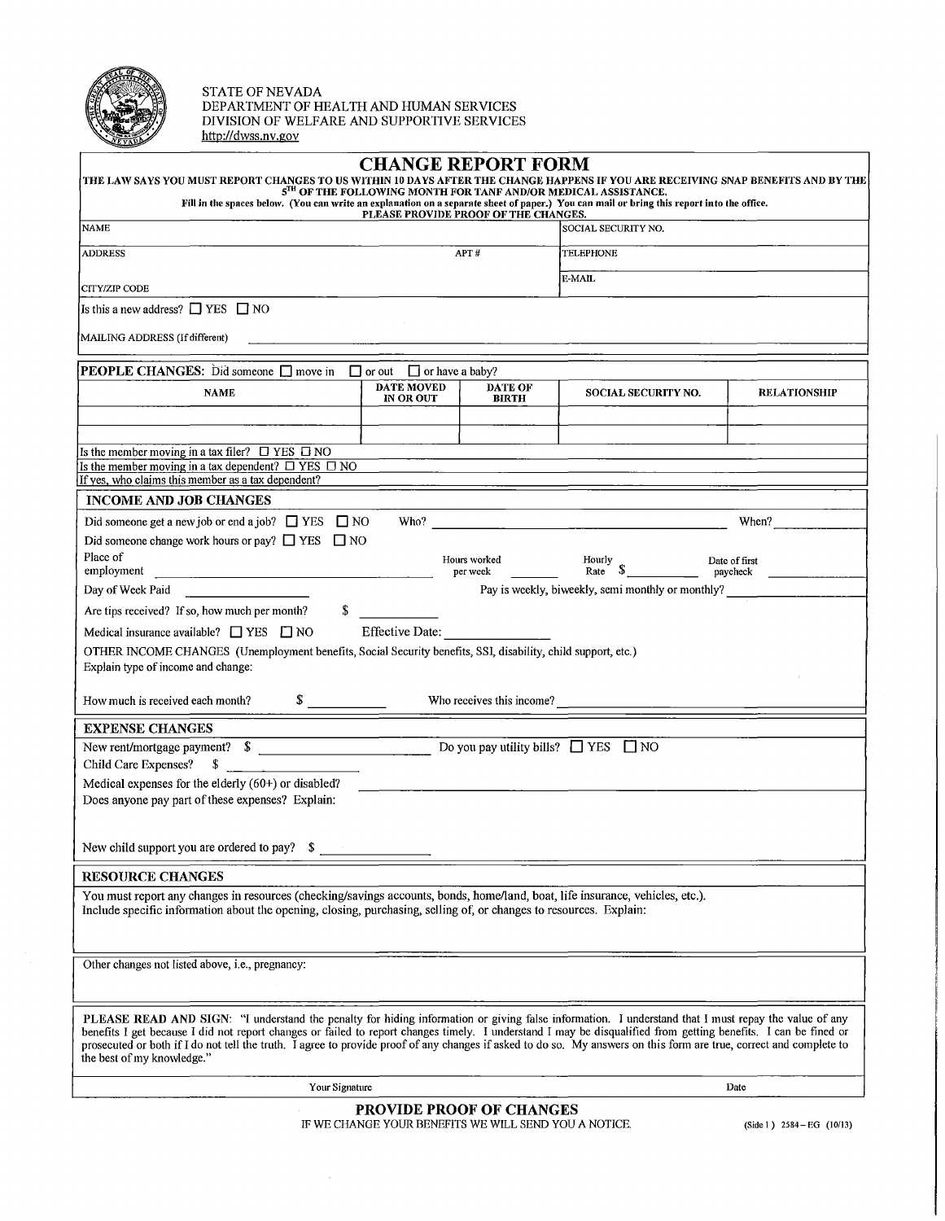STATE OF NEVADA
DEPARTMENT OF HEALTH AND HUMAN SERVICES
DIVISION OF WELFARE AND SUPPORTIVE SERVICES
http://dwss.nv.gov

# CHANGE REPORT FORM

**THE LAW SAYS YOU MUST REPORT CHANGES TO US WITHIN 10 DAYS AFTER THE CHANGE HAPPENS IF YOU ARE RECEIVING SNAP BENEFITS AND BY THE 5TH OF THE FOLLOWING MONTH FOR TANF AND/OR MEDICAL ASSISTANCE.**

**Fill in the spaces below. (You can write an explanation on a separate sheet of paper.) You can mail or bring this report into the office.**

**PLEASE PROVIDE PROOF OF THE CHANGES.**

| NAME | | SOCIAL SECURITY NO. |
|---|---|---|
| ADDRESS | APT # | TELEPHONE |
| CITY/ZIP CODE | | E-MAIL |

Is this a new address? ☐ YES ☐ NO

MAILING ADDRESS (If different) ______

**PEOPLE CHANGES:** Did someone ☐ move in ☐ or out ☐ or have a baby?

| NAME | DATE MOVED IN OR OUT | DATE OF BIRTH | SOCIAL SECURITY NO. | RELATIONSHIP |
|---|---|---|---|---|
| | | | | |
| | | | | |

Is the member moving in a tax filer? ☐ YES ☐ NO

Is the member moving in a tax dependent? ☐ YES ☐ NO

If yes, who claims this member as a tax dependent?

## INCOME AND JOB CHANGES

Did someone get a new job or end a job? ☐ YES ☐ NO Who? ______ When? ______

Did someone change work hours or pay? ☐ YES ☐ NO

Place of employment ______ Hours worked per week ______ Hourly Rate $ ______ Date of first paycheck ______

Day of Week Paid ______ Pay is weekly, biweekly, semi monthly or monthly? ______

Are tips received? If so, how much per month? $ ______

Medical insurance available? ☐ YES ☐ NO Effective Date: ______

OTHER INCOME CHANGES (Unemployment benefits, Social Security benefits, SSI, disability, child support, etc.)

Explain type of income and change:

How much is received each month? $ ______ Who receives this income? ______

## EXPENSE CHANGES

New rent/mortgage payment? $ ______ Do you pay utility bills? ☐ YES ☐ NO

Child Care Expenses? $ ______

Medical expenses for the elderly (60+) or disabled? ______

Does anyone pay part of these expenses? Explain:

New child support you are ordered to pay? $ ______

## RESOURCE CHANGES

You must report any changes in resources (checking/savings accounts, bonds, home/land, boat, life insurance, vehicles, etc.).
Include specific information about the opening, closing, purchasing, selling of, or changes to resources. Explain:

Other changes not listed above, i.e., pregnancy:

**PLEASE READ AND SIGN:** "I understand the penalty for hiding information or giving false information. I understand that I must repay the value of any benefits I get because I did not report changes or failed to report changes timely. I understand I may be disqualified from getting benefits. I can be fined or prosecuted or both if I do not tell the truth. I agree to provide proof of any changes if asked to do so. My answers on this form are true, correct and complete to the best of my knowledge."

Your Signature ______ Date ______

**PROVIDE PROOF OF CHANGES**

IF WE CHANGE YOUR BENEFITS WE WILL SEND YOU A NOTICE.

(Side 1) 2584–EG (10/13)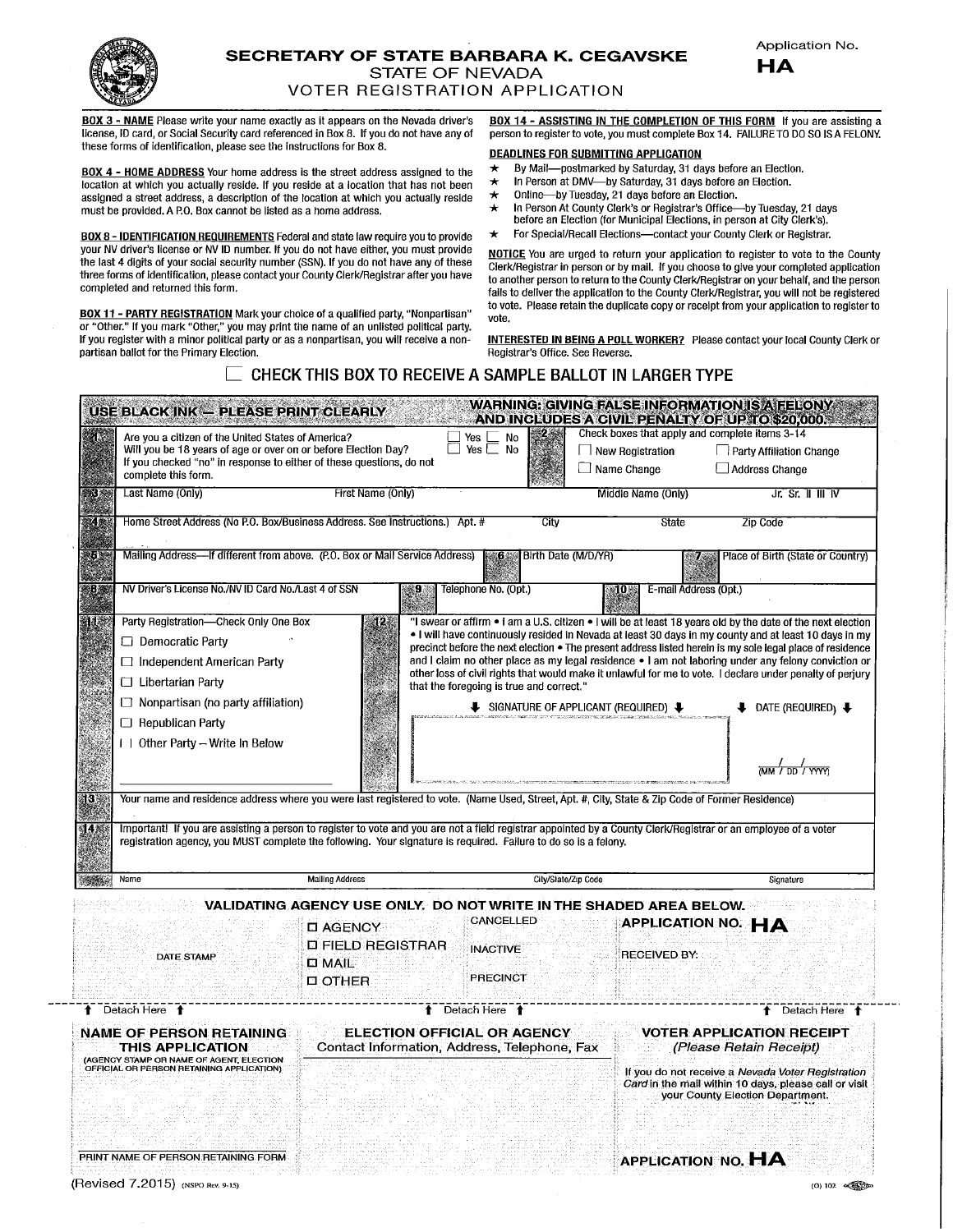# SECRETARY OF STATE BARBARA K. CEGAVSKE

## STATE OF NEVADA

## VOTER REGISTRATION APPLICATION

Application No.
**HA**

**BOX 3 - NAME** Please write your name exactly as it appears on the Nevada driver's license, ID card, or Social Security card referenced in Box 8. If you do not have any of these forms of identification, please see the instructions for Box 8.

**BOX 4 - HOME ADDRESS** Your home address is the street address assigned to the location at which you actually reside. If you reside at a location that has not been assigned a street address, a description of the location at which you actually reside must be provided. A P.O. Box cannot be listed as a home address.

**BOX 8 - IDENTIFICATION REQUIREMENTS** Federal and state law require you to provide your NV driver's license or NV ID number. If you do not have either, you must provide the last 4 digits of your social security number (SSN). If you do not have any of these three forms of identification, please contact your County Clerk/Registrar after you have completed and returned this form.

**BOX 11 - PARTY REGISTRATION** Mark your choice of a qualified party, "Nonpartisan" or "Other." If you mark "Other," you may print the name of an unlisted political party. If you register with a minor political party or as a nonpartisan, you will receive a non-partisan ballot for the Primary Election.

**BOX 14 - ASSISTING IN THE COMPLETION OF THIS FORM** If you are assisting a person to register to vote, you must complete Box 14. FAILURE TO DO SO IS A FELONY.

**DEADLINES FOR SUBMITTING APPLICATION**

- ★ By Mail—postmarked by Saturday, 31 days before an Election.
- ★ In Person at DMV—by Saturday, 31 days before an Election.
- ★ Online—by Tuesday, 21 days before an Election.
- ★ In Person At County Clerk's or Registrar's Office—by Tuesday, 21 days before an Election (for Municipal Elections, in person at City Clerk's).
- ★ For Special/Recall Elections—contact your County Clerk or Registrar.

**NOTICE** You are urged to return your application to register to vote to the County Clerk/Registrar in person or by mail. If you choose to give your completed application to another person to return to the County Clerk/Registrar on your behalf, and the person fails to deliver the application to the County Clerk/Registrar, you will not be registered to vote. Please retain the duplicate copy or receipt from your application to register to vote.

**INTERESTED IN BEING A POLL WORKER?** Please contact your local County Clerk or Registrar's Office. See Reverse.

☐ **CHECK THIS BOX TO RECEIVE A SAMPLE BALLOT IN LARGER TYPE**

**USE BLACK INK — PLEASE PRINT CLEARLY**

**WARNING: GIVING FALSE INFORMATION IS A FELONY AND INCLUDES A CIVIL PENALTY OF UP TO $20,000.**

**1** Are you a citizen of the United States of America? ☐ Yes ☐ No
Will you be 18 years of age or over on or before Election Day? ☐ Yes ☐ No
If you checked "no" in response to either of these questions, do not complete this form.

**2** Check boxes that apply and complete items 3-14
☐ New Registration ☐ Party Affiliation Change
☐ Name Change ☐ Address Change

**3** Last Name (Only) | First Name (Only) | Middle Name (Only) | Jr. Sr. II III IV

**4** Home Street Address (No P.O. Box/Business Address. See Instructions.) Apt. # | City | State | Zip Code

**5** Mailing Address—If different from above. (P.O. Box or Mail Service Address)

**6** Birth Date (M/D/YR)

**7** Place of Birth (State or Country)

**8** NV Driver's License No./NV ID Card No./Last 4 of SSN

**9** Telephone No. (Opt.)

**10** E-mail Address (Opt.)

**11** Party Registration—Check Only One Box
☐ Democratic Party
☐ Independent American Party
☐ Libertarian Party
☐ Nonpartisan (no party affiliation)
☐ Republican Party
☐ Other Party – Write In Below

**12** "I swear or affirm • I am a U.S. citizen • I will be at least 18 years old by the date of the next election • I will have continuously resided in Nevada at least 30 days in my county and at least 10 days in my precinct before the next election • The present address listed herein is my sole legal place of residence and I claim no other place as my legal residence • I am not laboring under any felony conviction or other loss of civil rights that would make it unlawful for me to vote. I declare under penalty of perjury that the foregoing is true and correct."

SIGNATURE OF APPLICANT (REQUIRED) | DATE (REQUIRED) ___/___/___ (MM / DD / YYYY)

**13** Your name and residence address where you were last registered to vote. (Name Used, Street, Apt. #, City, State & Zip Code of Former Residence)

**14** Important! If you are assisting a person to register to vote and you are not a field registrar appointed by a County Clerk/Registrar or an employee of a voter registration agency, you MUST complete the following. Your signature is required. Failure to do so is a felony.

Name | Mailing Address | City/State/Zip Code | Signature

**VALIDATING AGENCY USE ONLY. DO NOT WRITE IN THE SHADED AREA BELOW.**

DATE STAMP | ☐ AGENCY ☐ FIELD REGISTRAR ☐ MAIL ☐ OTHER | CANCELLED INACTIVE PRECINCT | APPLICATION NO. **HA** RECEIVED BY:

↑ Detach Here ↑ ↑ Detach Here ↑ ↑ Detach Here ↑

**NAME OF PERSON RETAINING THIS APPLICATION**
(AGENCY STAMP OR NAME OF AGENT, ELECTION OFFICIAL OR PERSON RETAINING APPLICATION)

PRINT NAME OF PERSON RETAINING FORM

**ELECTION OFFICIAL OR AGENCY**
Contact Information, Address, Telephone, Fax

**VOTER APPLICATION RECEIPT**
*(Please Retain Receipt)*

If you do not receive a *Nevada Voter Registration Card* in the mail within 10 days, please call or visit your County Election Department.

**APPLICATION NO. HA**

(Revised 7.2015) (NSPO Rev. 9-15)

(O) 102